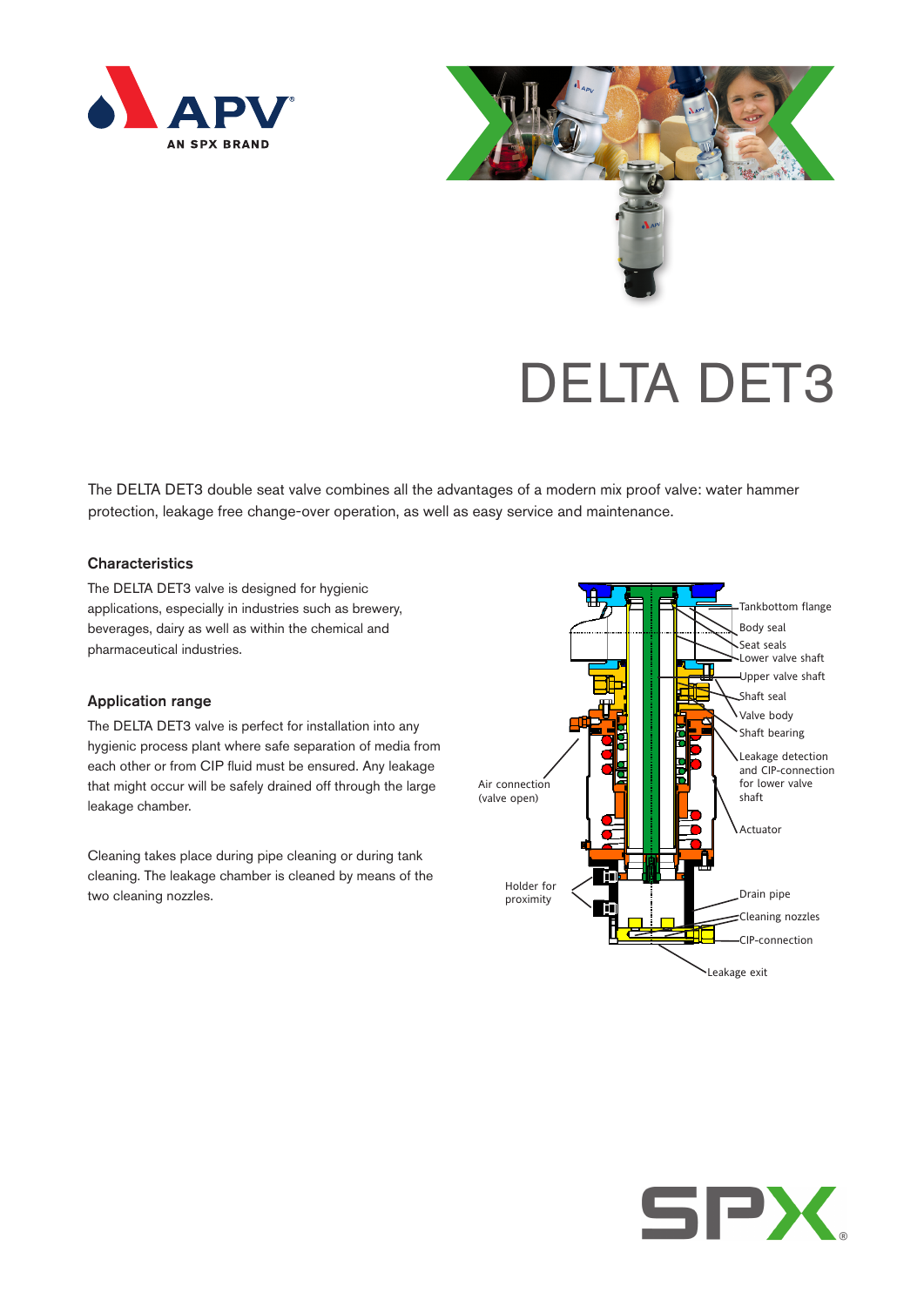# DELTA DET3

The DELTA DET3 double seat valve combines all the advantages of a modern mix proof valve: water hammer protection, leakage free change-over operation, as well as easy service and maintenance.

### Characteristics

The DELTA DET3 valve is designed for hygienic applications, especially in industries such as brewery, beverages, dairy as well as within the chemical and pharmaceutical industries.

### Application range

The DELTA DET3 valve is perfect for installation into any hygienic process plant where safe separation of media from each other or from CIP fluid must be ensured. Any leakage that might occur will be safely drained off through the large leakage chamber.

Cleaning takes place during pipe cleaning or during tank cleaning. The leakage chamber is cleaned by means of the two cleaning nozzles.

Tankbottom flange
Body seal
Seat seals
Lower valve shaft
Upper valve shaft
Shaft seal
Valve body
Shaft bearing
Leakage detection and CIP-connection for lower valve shaft
Actuator
Air connection (valve open)
Holder for proximity
Drain pipe
Cleaning nozzles
CIP-connection
Leakage exit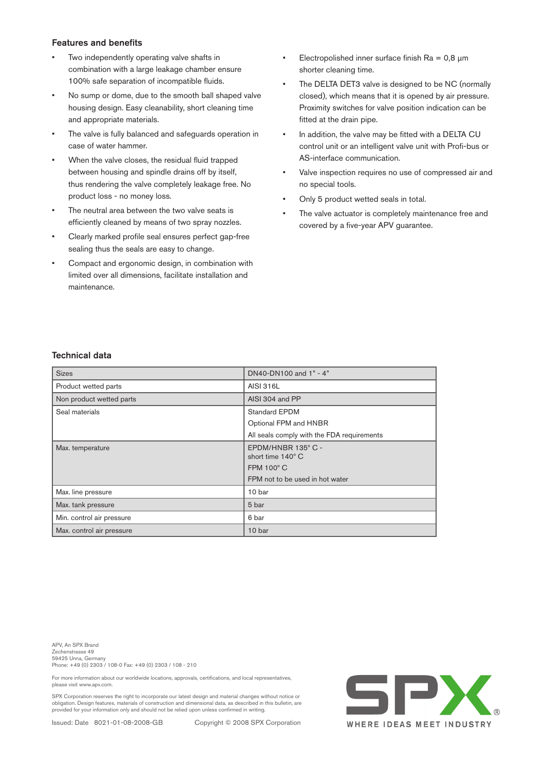## Features and benefits

- Two independently operating valve shafts in combination with a large leakage chamber ensure 100% safe separation of incompatible fluids.
- No sump or dome, due to the smooth ball shaped valve housing design. Easy cleanability, short cleaning time and appropriate materials.
- The valve is fully balanced and safeguards operation in case of water hammer.
- When the valve closes, the residual fluid trapped between housing and spindle drains off by itself, thus rendering the valve completely leakage free. No product loss - no money loss.
- The neutral area between the two valve seats is efficiently cleaned by means of two spray nozzles.
- Clearly marked profile seal ensures perfect gap-free sealing thus the seals are easy to change.
- Compact and ergonomic design, in combination with limited over all dimensions, facilitate installation and maintenance.
- Electropolished inner surface finish Ra = 0,8 µm shorter cleaning time.
- The DELTA DET3 valve is designed to be NC (normally closed), which means that it is opened by air pressure. Proximity switches for valve position indication can be fitted at the drain pipe.
- In addition, the valve may be fitted with a DELTA CU control unit or an intelligent valve unit with Profi-bus or AS-interface communication.
- Valve inspection requires no use of compressed air and no special tools.
- Only 5 product wetted seals in total.
- The valve actuator is completely maintenance free and covered by a five-year APV guarantee.

## Technical data

| | |
|---|---|
| Sizes | DN40-DN100 and 1" - 4" |
| Product wetted parts | AISI 316L |
| Non product wetted parts | AISI 304 and PP |
| Seal materials | Standard EPDM<br>Optional FPM and HNBR<br>All seals comply with the FDA requirements |
| Max. temperature | EPDM/HNBR 135° C - short time 140° C<br>FPM 100° C<br>FPM not to be used in hot water |
| Max. line pressure | 10 bar |
| Max. tank pressure | 5 bar |
| Min. control air pressure | 6 bar |
| Max. control air pressure | 10 bar |

APV, An SPX Brand
Zechenstrasse 49
59425 Unna, Germany
Phone: +49 (0) 2303 / 108-0 Fax: +49 (0) 2303 / 108 - 210

For more information about our worldwide locations, approvals, certifications, and local representatives, please visit www.apv.com.

SPX Corporation reserves the right to incorporate our latest design and material changes without notice or obligation. Design features, materials of construction and dimensional data, as described in this bulletin, are provided for your information only and should not be relied upon unless confirmed in writing.

Issued: Date 8021-01-08-2008-GB Copyright © 2008 SPX Corporation

SPX®
WHERE IDEAS MEET INDUSTRY